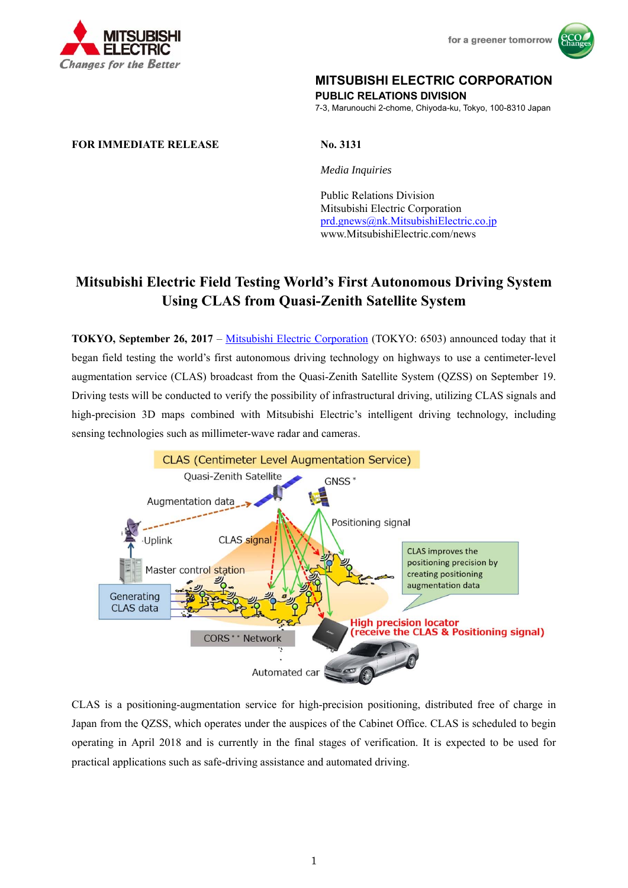MITSUBISHI ELECTRIC
Changes for the Better

for a greener tomorrow

**MITSUBISHI ELECTRIC CORPORATION**
**PUBLIC RELATIONS DIVISION**
7-3, Marunouchi 2-chome, Chiyoda-ku, Tokyo, 100-8310 Japan

**FOR IMMEDIATE RELEASE**

**No. 3131**

*Media Inquiries*

Public Relations Division
Mitsubishi Electric Corporation
prd.gnews@nk.MitsubishiElectric.co.jp
www.MitsubishiElectric.com/news

# Mitsubishi Electric Field Testing World's First Autonomous Driving System Using CLAS from Quasi-Zenith Satellite System

**TOKYO, September 26, 2017** – Mitsubishi Electric Corporation (TOKYO: 6503) announced today that it began field testing the world's first autonomous driving technology on highways to use a centimeter-level augmentation service (CLAS) broadcast from the Quasi-Zenith Satellite System (QZSS) on September 19. Driving tests will be conducted to verify the possibility of infrastructural driving, utilizing CLAS signals and high-precision 3D maps combined with Mitsubishi Electric's intelligent driving technology, including sensing technologies such as millimeter-wave radar and cameras.

CLAS (Centimeter Level Augmentation Service)

Quasi-Zenith Satellite | GNSS * | Augmentation data | Positioning signal | Uplink | CLAS signal | Master control station | Generating CLAS data | CLAS improves the positioning precision by creating positioning augmentation data | High precision locator (receive the CLAS & Positioning signal) | CORS ** Network | Automated car

CLAS is a positioning-augmentation service for high-precision positioning, distributed free of charge in Japan from the QZSS, which operates under the auspices of the Cabinet Office. CLAS is scheduled to begin operating in April 2018 and is currently in the final stages of verification. It is expected to be used for practical applications such as safe-driving assistance and automated driving.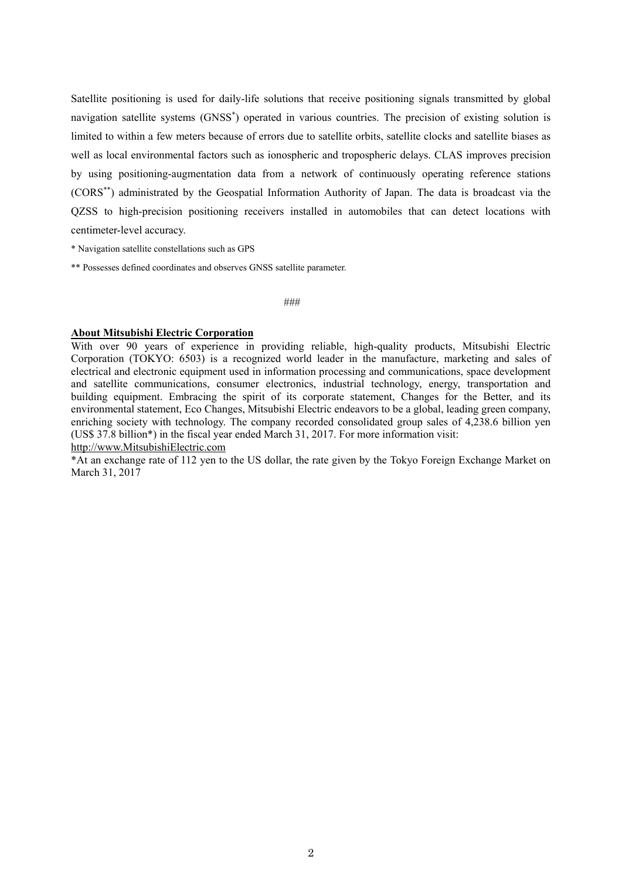Satellite positioning is used for daily-life solutions that receive positioning signals transmitted by global navigation satellite systems (GNSS*) operated in various countries. The precision of existing solution is limited to within a few meters because of errors due to satellite orbits, satellite clocks and satellite biases as well as local environmental factors such as ionospheric and tropospheric delays. CLAS improves precision by using positioning-augmentation data from a network of continuously operating reference stations (CORS**) administrated by the Geospatial Information Authority of Japan. The data is broadcast via the QZSS to high-precision positioning receivers installed in automobiles that can detect locations with centimeter-level accuracy.

* Navigation satellite constellations such as GPS

** Possesses defined coordinates and observes GNSS satellite parameter.

###

**About Mitsubishi Electric Corporation**

With over 90 years of experience in providing reliable, high-quality products, Mitsubishi Electric Corporation (TOKYO: 6503) is a recognized world leader in the manufacture, marketing and sales of electrical and electronic equipment used in information processing and communications, space development and satellite communications, consumer electronics, industrial technology, energy, transportation and building equipment. Embracing the spirit of its corporate statement, Changes for the Better, and its environmental statement, Eco Changes, Mitsubishi Electric endeavors to be a global, leading green company, enriching society with technology. The company recorded consolidated group sales of 4,238.6 billion yen (US$ 37.8 billion*) in the fiscal year ended March 31, 2017. For more information visit:
http://www.MitsubishiElectric.com

*At an exchange rate of 112 yen to the US dollar, the rate given by the Tokyo Foreign Exchange Market on March 31, 2017